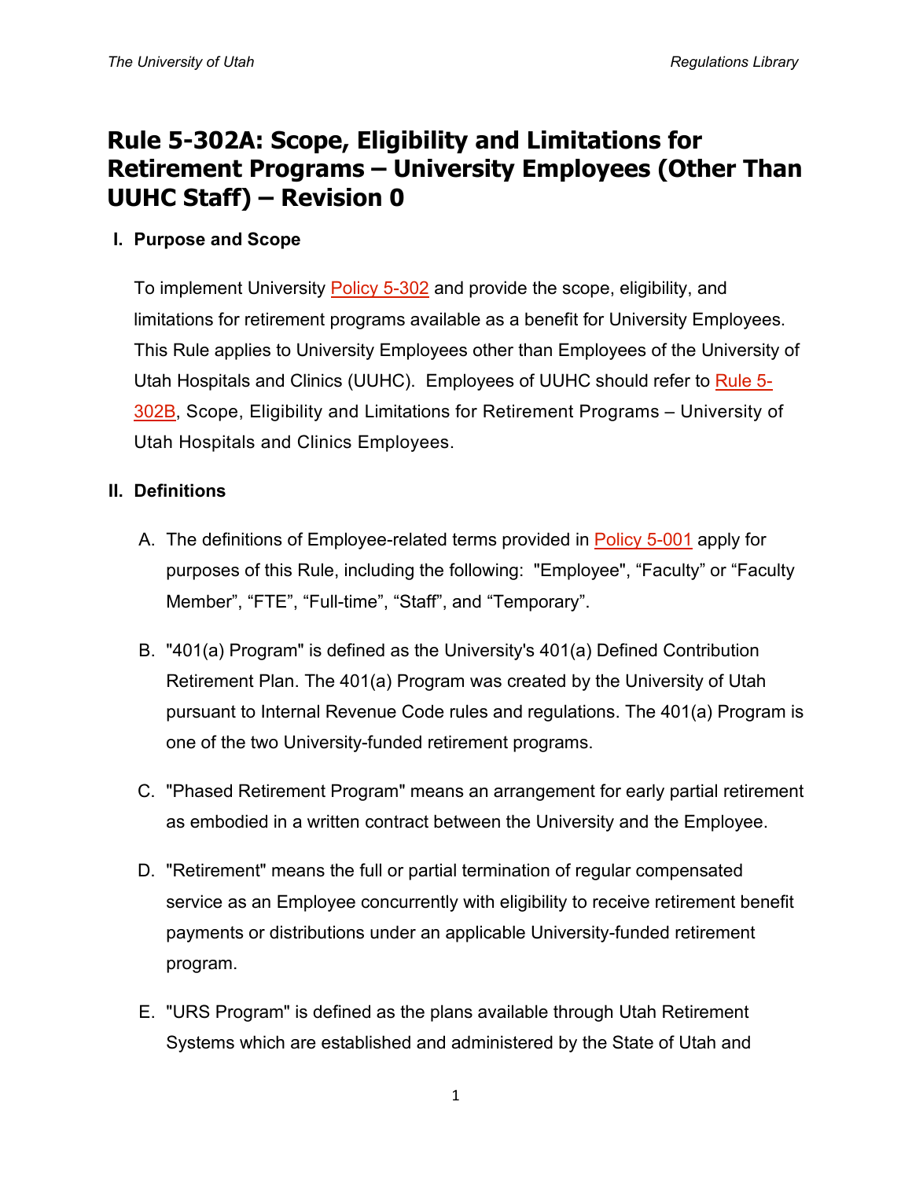# Rule 5-302A: Scope, Eligibility and Limitations for Retirement Programs – University Employees (Other Than UUHC Staff) – Revision 0

## I. Purpose and Scope

To implement University Policy 5-302 and provide the scope, eligibility, and limitations for retirement programs available as a benefit for University Employees. This Rule applies to University Employees other than Employees of the University of Utah Hospitals and Clinics (UUHC). Employees of UUHC should refer to Rule 5-302B, Scope, Eligibility and Limitations for Retirement Programs – University of Utah Hospitals and Clinics Employees.

## II. Definitions

A. The definitions of Employee-related terms provided in Policy 5-001 apply for purposes of this Rule, including the following: "Employee", "Faculty" or "Faculty Member", "FTE", "Full-time", "Staff", and "Temporary".

B. "401(a) Program" is defined as the University's 401(a) Defined Contribution Retirement Plan. The 401(a) Program was created by the University of Utah pursuant to Internal Revenue Code rules and regulations. The 401(a) Program is one of the two University-funded retirement programs.

C. "Phased Retirement Program" means an arrangement for early partial retirement as embodied in a written contract between the University and the Employee.

D. "Retirement" means the full or partial termination of regular compensated service as an Employee concurrently with eligibility to receive retirement benefit payments or distributions under an applicable University-funded retirement program.

E. "URS Program" is defined as the plans available through Utah Retirement Systems which are established and administered by the State of Utah and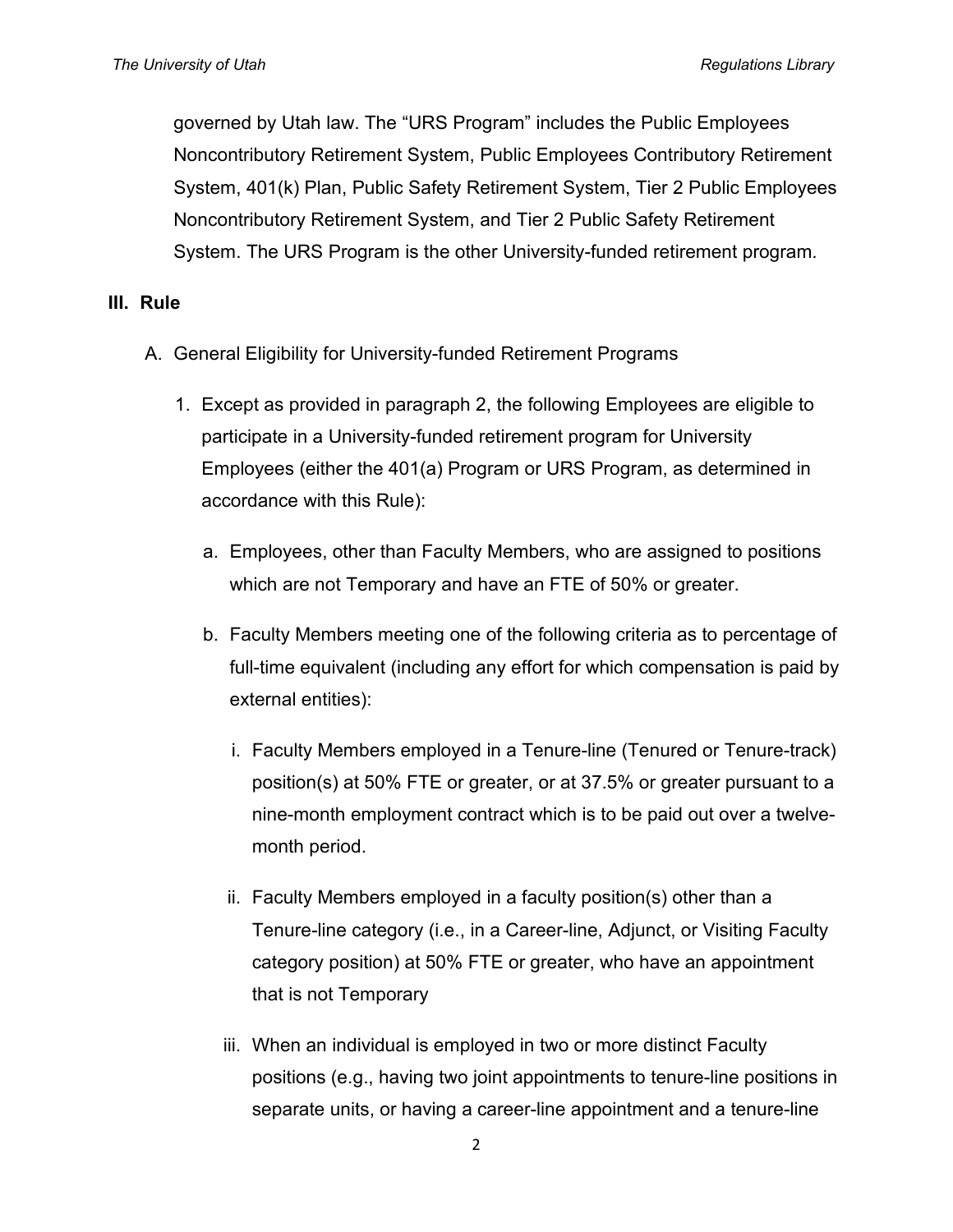governed by Utah law. The “URS Program” includes the Public Employees Noncontributory Retirement System, Public Employees Contributory Retirement System, 401(k) Plan, Public Safety Retirement System, Tier 2 Public Employees Noncontributory Retirement System, and Tier 2 Public Safety Retirement System. The URS Program is the other University-funded retirement program.

## III. Rule

A. General Eligibility for University-funded Retirement Programs

1. Except as provided in paragraph 2, the following Employees are eligible to participate in a University-funded retirement program for University Employees (either the 401(a) Program or URS Program, as determined in accordance with this Rule):

    a. Employees, other than Faculty Members, who are assigned to positions which are not Temporary and have an FTE of 50% or greater.

    b. Faculty Members meeting one of the following criteria as to percentage of full-time equivalent (including any effort for which compensation is paid by external entities):

        i. Faculty Members employed in a Tenure-line (Tenured or Tenure-track) position(s) at 50% FTE or greater, or at 37.5% or greater pursuant to a nine-month employment contract which is to be paid out over a twelve-month period.

        ii. Faculty Members employed in a faculty position(s) other than a Tenure-line category (i.e., in a Career-line, Adjunct, or Visiting Faculty category position) at 50% FTE or greater, who have an appointment that is not Temporary

        iii. When an individual is employed in two or more distinct Faculty positions (e.g., having two joint appointments to tenure-line positions in separate units, or having a career-line appointment and a tenure-line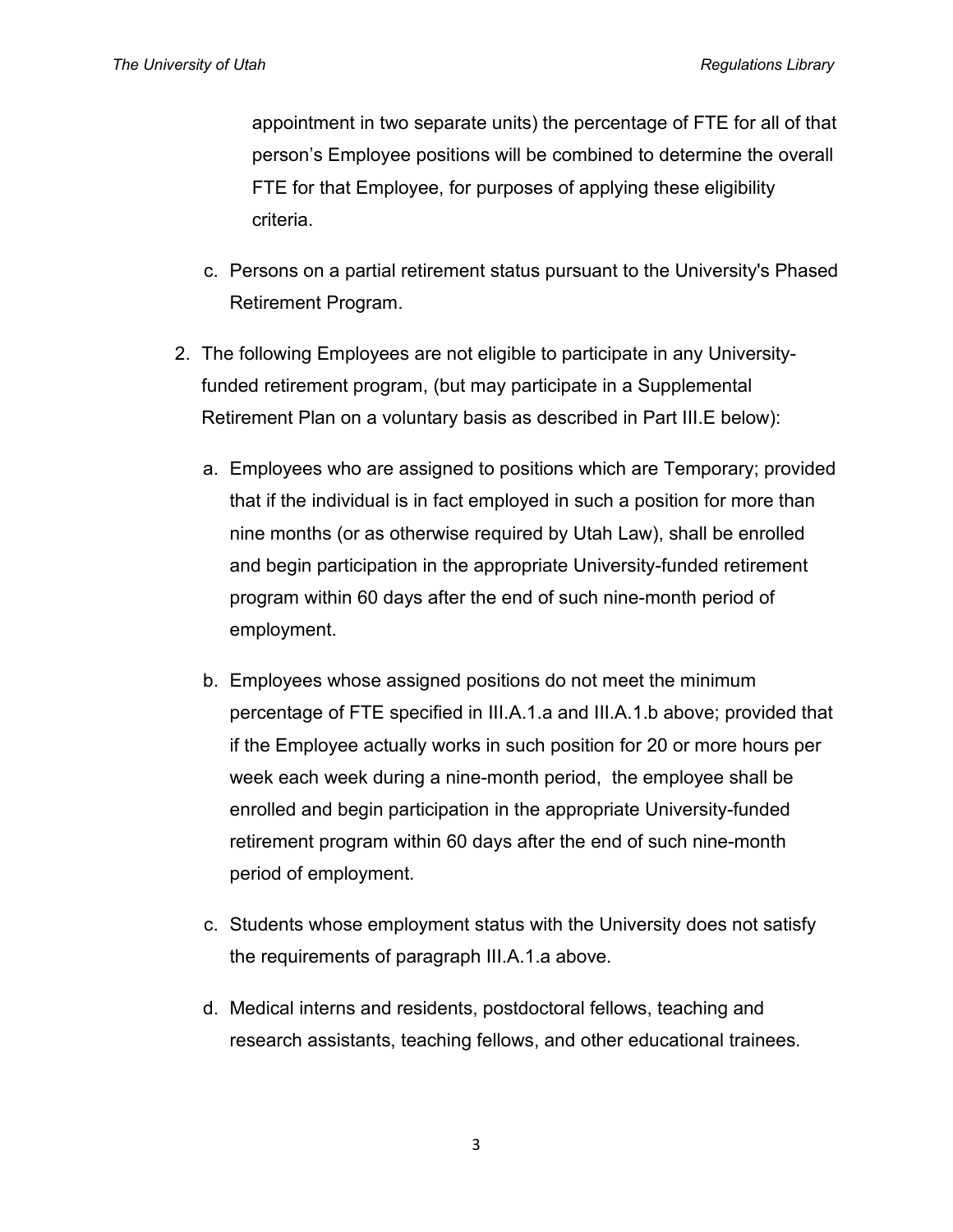appointment in two separate units) the percentage of FTE for all of that person's Employee positions will be combined to determine the overall FTE for that Employee, for purposes of applying these eligibility criteria.

   c. Persons on a partial retirement status pursuant to the University's Phased Retirement Program.

2. The following Employees are not eligible to participate in any University-funded retirement program, (but may participate in a Supplemental Retirement Plan on a voluntary basis as described in Part III.E below):

   a. Employees who are assigned to positions which are Temporary; provided that if the individual is in fact employed in such a position for more than nine months (or as otherwise required by Utah Law), shall be enrolled and begin participation in the appropriate University-funded retirement program within 60 days after the end of such nine-month period of employment.

   b. Employees whose assigned positions do not meet the minimum percentage of FTE specified in III.A.1.a and III.A.1.b above; provided that if the Employee actually works in such position for 20 or more hours per week each week during a nine-month period, the employee shall be enrolled and begin participation in the appropriate University-funded retirement program within 60 days after the end of such nine-month period of employment.

   c. Students whose employment status with the University does not satisfy the requirements of paragraph III.A.1.a above.

   d. Medical interns and residents, postdoctoral fellows, teaching and research assistants, teaching fellows, and other educational trainees.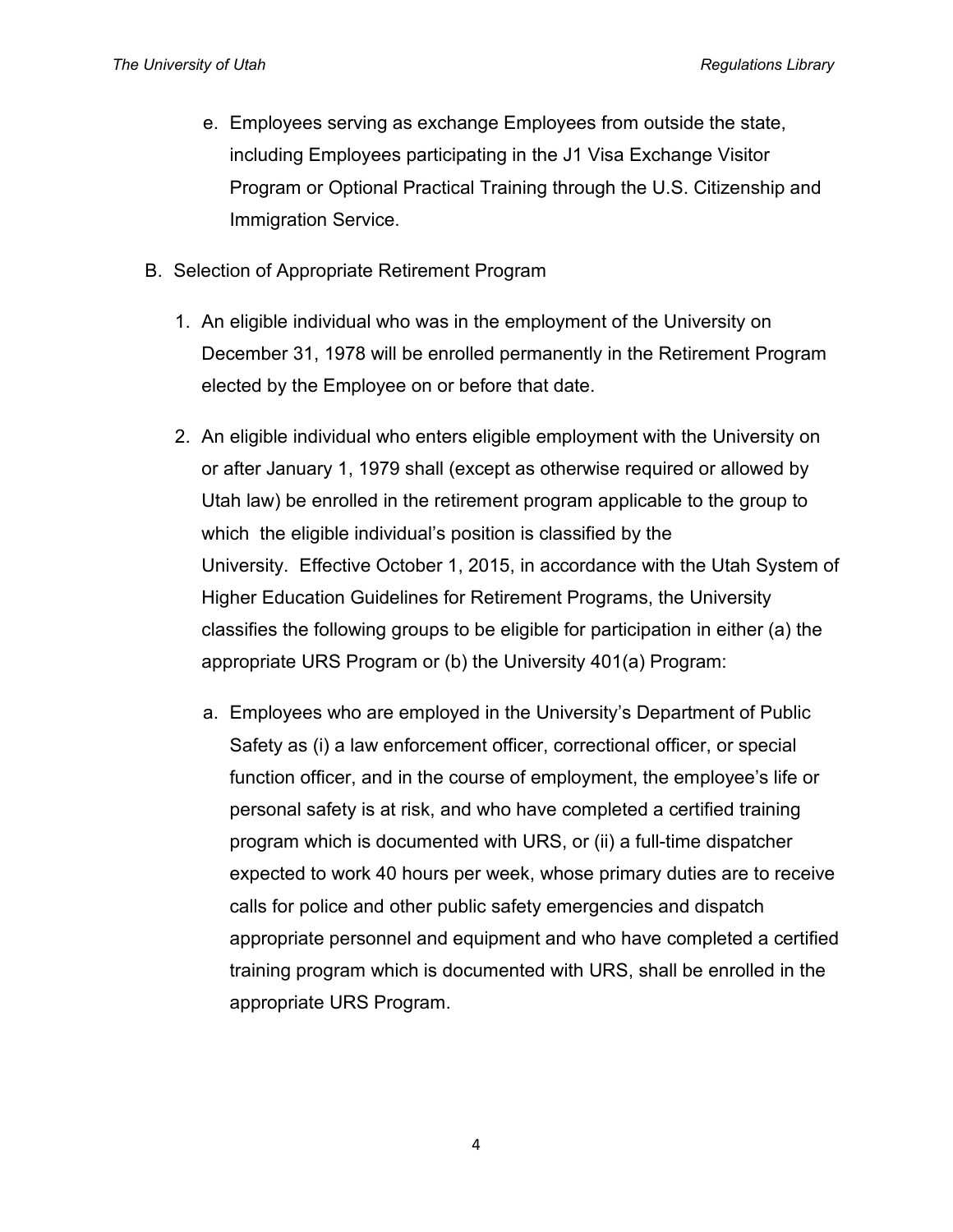e. Employees serving as exchange Employees from outside the state, including Employees participating in the J1 Visa Exchange Visitor Program or Optional Practical Training through the U.S. Citizenship and Immigration Service.

B. Selection of Appropriate Retirement Program

1. An eligible individual who was in the employment of the University on December 31, 1978 will be enrolled permanently in the Retirement Program elected by the Employee on or before that date.

2. An eligible individual who enters eligible employment with the University on or after January 1, 1979 shall (except as otherwise required or allowed by Utah law) be enrolled in the retirement program applicable to the group to which the eligible individual's position is classified by the University. Effective October 1, 2015, in accordance with the Utah System of Higher Education Guidelines for Retirement Programs, the University classifies the following groups to be eligible for participation in either (a) the appropriate URS Program or (b) the University 401(a) Program:

   a. Employees who are employed in the University's Department of Public Safety as (i) a law enforcement officer, correctional officer, or special function officer, and in the course of employment, the employee's life or personal safety is at risk, and who have completed a certified training program which is documented with URS, or (ii) a full-time dispatcher expected to work 40 hours per week, whose primary duties are to receive calls for police and other public safety emergencies and dispatch appropriate personnel and equipment and who have completed a certified training program which is documented with URS, shall be enrolled in the appropriate URS Program.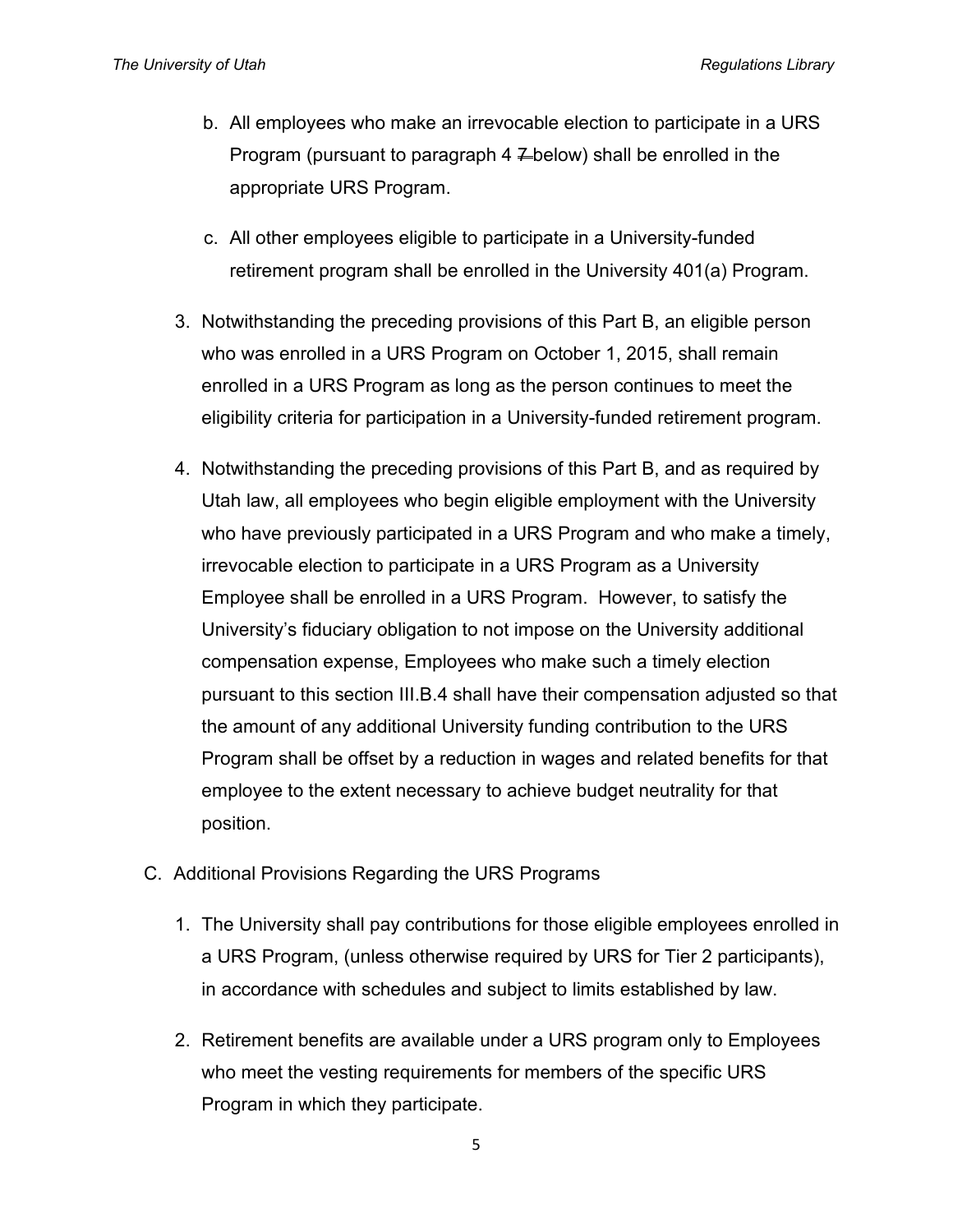b. All employees who make an irrevocable election to participate in a URS Program (pursuant to paragraph 4 ~~7~~ below) shall be enrolled in the appropriate URS Program.

c. All other employees eligible to participate in a University-funded retirement program shall be enrolled in the University 401(a) Program.

3. Notwithstanding the preceding provisions of this Part B, an eligible person who was enrolled in a URS Program on October 1, 2015, shall remain enrolled in a URS Program as long as the person continues to meet the eligibility criteria for participation in a University-funded retirement program.

4. Notwithstanding the preceding provisions of this Part B, and as required by Utah law, all employees who begin eligible employment with the University who have previously participated in a URS Program and who make a timely, irrevocable election to participate in a URS Program as a University Employee shall be enrolled in a URS Program. However, to satisfy the University's fiduciary obligation to not impose on the University additional compensation expense, Employees who make such a timely election pursuant to this section III.B.4 shall have their compensation adjusted so that the amount of any additional University funding contribution to the URS Program shall be offset by a reduction in wages and related benefits for that employee to the extent necessary to achieve budget neutrality for that position.

C. Additional Provisions Regarding the URS Programs

1. The University shall pay contributions for those eligible employees enrolled in a URS Program, (unless otherwise required by URS for Tier 2 participants), in accordance with schedules and subject to limits established by law.

2. Retirement benefits are available under a URS program only to Employees who meet the vesting requirements for members of the specific URS Program in which they participate.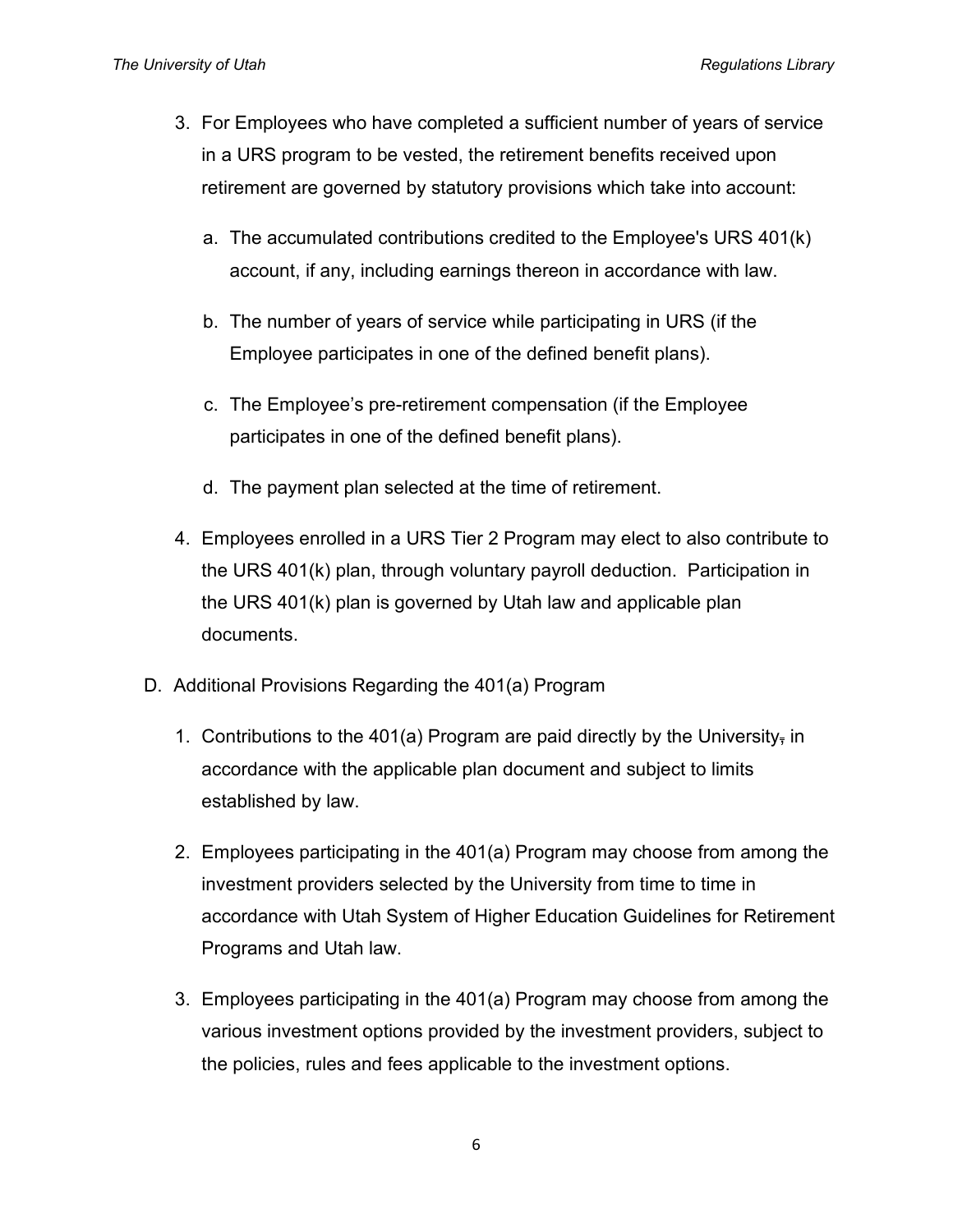3. For Employees who have completed a sufficient number of years of service in a URS program to be vested, the retirement benefits received upon retirement are governed by statutory provisions which take into account:

    a. The accumulated contributions credited to the Employee's URS 401(k) account, if any, including earnings thereon in accordance with law.

    b. The number of years of service while participating in URS (if the Employee participates in one of the defined benefit plans).

    c. The Employee's pre-retirement compensation (if the Employee participates in one of the defined benefit plans).

    d. The payment plan selected at the time of retirement.

4. Employees enrolled in a URS Tier 2 Program may elect to also contribute to the URS 401(k) plan, through voluntary payroll deduction. Participation in the URS 401(k) plan is governed by Utah law and applicable plan documents.

D. Additional Provisions Regarding the 401(a) Program

1. Contributions to the 401(a) Program are paid directly by the University, in accordance with the applicable plan document and subject to limits established by law.

2. Employees participating in the 401(a) Program may choose from among the investment providers selected by the University from time to time in accordance with Utah System of Higher Education Guidelines for Retirement Programs and Utah law.

3. Employees participating in the 401(a) Program may choose from among the various investment options provided by the investment providers, subject to the policies, rules and fees applicable to the investment options.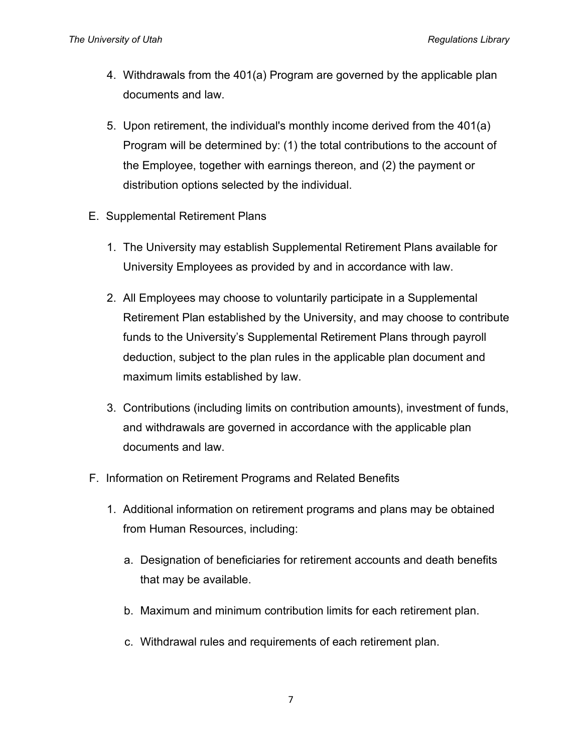4. Withdrawals from the 401(a) Program are governed by the applicable plan documents and law.

5. Upon retirement, the individual's monthly income derived from the 401(a) Program will be determined by: (1) the total contributions to the account of the Employee, together with earnings thereon, and (2) the payment or distribution options selected by the individual.

E. Supplemental Retirement Plans

1. The University may establish Supplemental Retirement Plans available for University Employees as provided by and in accordance with law.

2. All Employees may choose to voluntarily participate in a Supplemental Retirement Plan established by the University, and may choose to contribute funds to the University's Supplemental Retirement Plans through payroll deduction, subject to the plan rules in the applicable plan document and maximum limits established by law.

3. Contributions (including limits on contribution amounts), investment of funds, and withdrawals are governed in accordance with the applicable plan documents and law.

F. Information on Retirement Programs and Related Benefits

1. Additional information on retirement programs and plans may be obtained from Human Resources, including:

   a. Designation of beneficiaries for retirement accounts and death benefits that may be available.

   b. Maximum and minimum contribution limits for each retirement plan.

   c. Withdrawal rules and requirements of each retirement plan.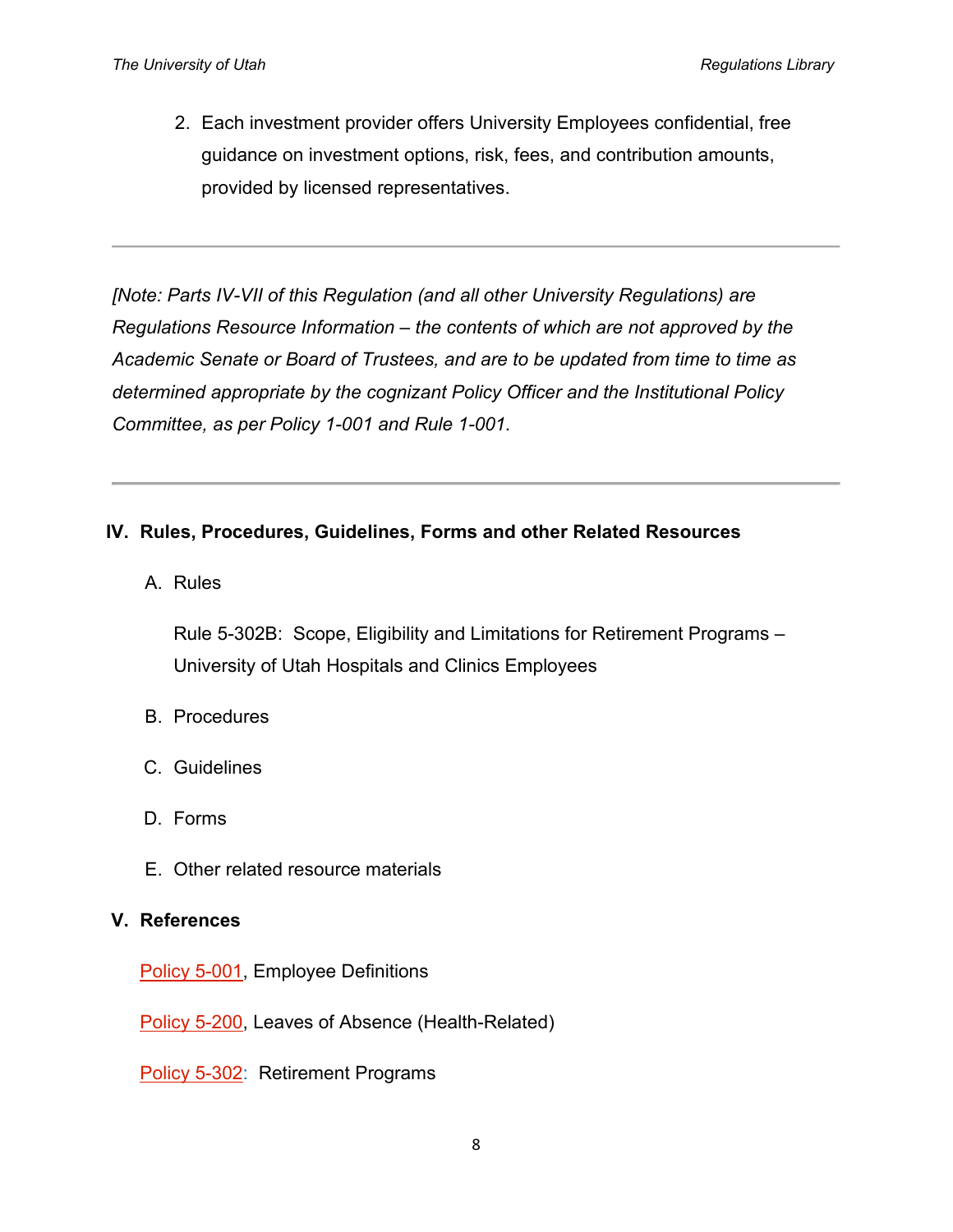2. Each investment provider offers University Employees confidential, free guidance on investment options, risk, fees, and contribution amounts, provided by licensed representatives.

---

*[Note: Parts IV-VII of this Regulation (and all other University Regulations) are Regulations Resource Information – the contents of which are not approved by the Academic Senate or Board of Trustees, and are to be updated from time to time as determined appropriate by the cognizant Policy Officer and the Institutional Policy Committee, as per Policy 1-001 and Rule 1-001.*

---

## IV. Rules, Procedures, Guidelines, Forms and other Related Resources

A. Rules

Rule 5-302B: Scope, Eligibility and Limitations for Retirement Programs – University of Utah Hospitals and Clinics Employees

B. Procedures

C. Guidelines

D. Forms

E. Other related resource materials

## V. References

Policy 5-001, Employee Definitions

Policy 5-200, Leaves of Absence (Health-Related)

Policy 5-302: Retirement Programs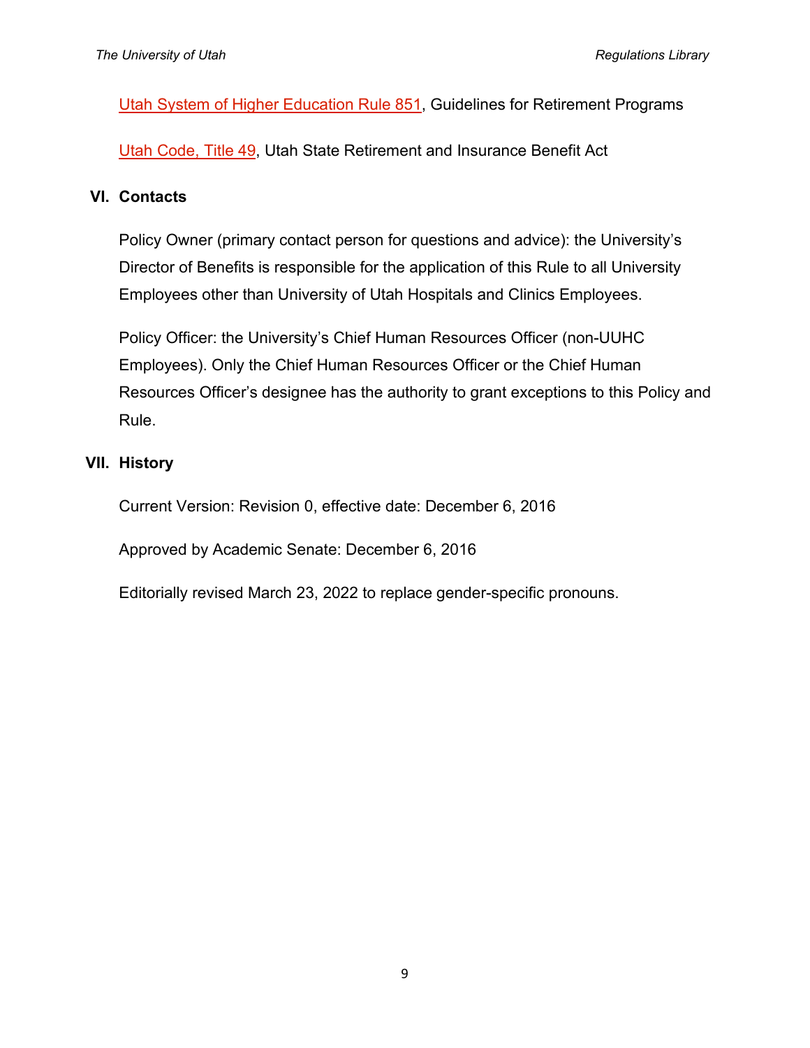[Utah System of Higher Education Rule 851](), Guidelines for Retirement Programs

[Utah Code, Title 49](), Utah State Retirement and Insurance Benefit Act

## VI. Contacts

Policy Owner (primary contact person for questions and advice): the University's Director of Benefits is responsible for the application of this Rule to all University Employees other than University of Utah Hospitals and Clinics Employees.

Policy Officer: the University's Chief Human Resources Officer (non-UUHC Employees). Only the Chief Human Resources Officer or the Chief Human Resources Officer's designee has the authority to grant exceptions to this Policy and Rule.

## VII. History

Current Version: Revision 0, effective date: December 6, 2016

Approved by Academic Senate: December 6, 2016

Editorially revised March 23, 2022 to replace gender-specific pronouns.